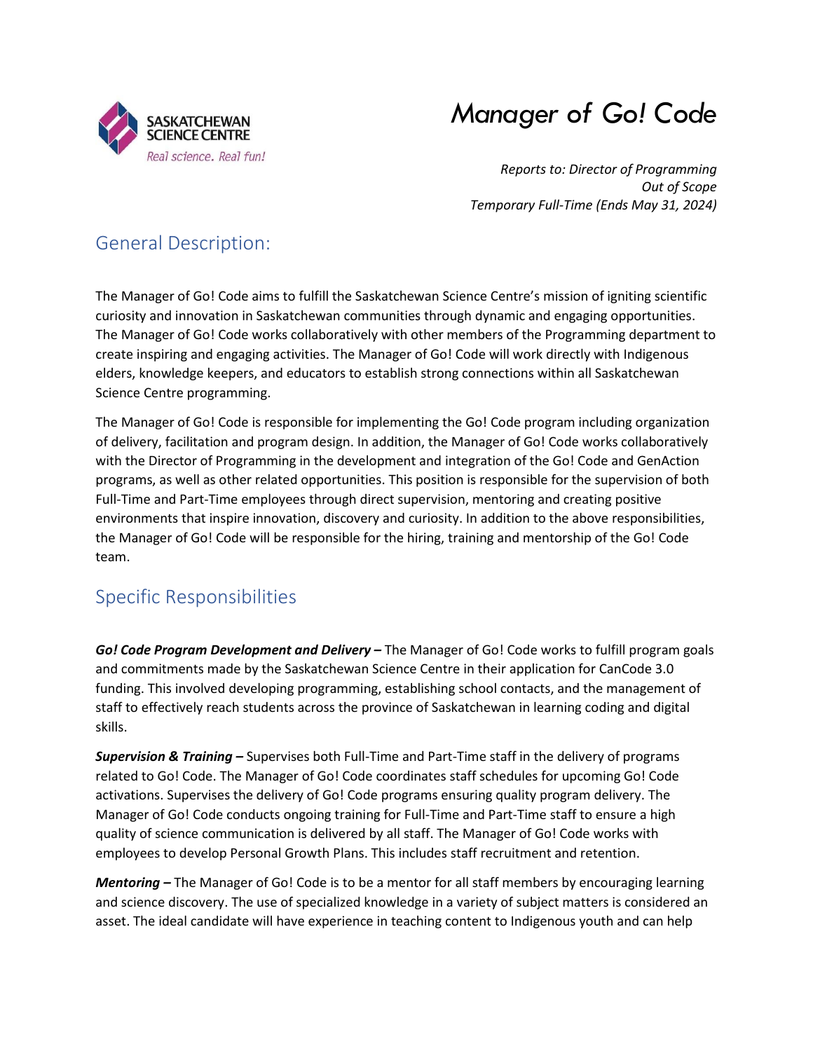SASKATCHEWAN SCIENCE CENTRE
*Real science. Real fun!*

# Manager of Go! Code

*Reports to: Director of Programming*
*Out of Scope*
*Temporary Full-Time (Ends May 31, 2024)*

## General Description:

The Manager of Go! Code aims to fulfill the Saskatchewan Science Centre's mission of igniting scientific curiosity and innovation in Saskatchewan communities through dynamic and engaging opportunities. The Manager of Go! Code works collaboratively with other members of the Programming department to create inspiring and engaging activities. The Manager of Go! Code will work directly with Indigenous elders, knowledge keepers, and educators to establish strong connections within all Saskatchewan Science Centre programming.

The Manager of Go! Code is responsible for implementing the Go! Code program including organization of delivery, facilitation and program design. In addition, the Manager of Go! Code works collaboratively with the Director of Programming in the development and integration of the Go! Code and GenAction programs, as well as other related opportunities. This position is responsible for the supervision of both Full-Time and Part-Time employees through direct supervision, mentoring and creating positive environments that inspire innovation, discovery and curiosity. In addition to the above responsibilities, the Manager of Go! Code will be responsible for the hiring, training and mentorship of the Go! Code team.

## Specific Responsibilities

***Go! Code Program Development and Delivery –*** The Manager of Go! Code works to fulfill program goals and commitments made by the Saskatchewan Science Centre in their application for CanCode 3.0 funding. This involved developing programming, establishing school contacts, and the management of staff to effectively reach students across the province of Saskatchewan in learning coding and digital skills.

***Supervision & Training –*** Supervises both Full-Time and Part-Time staff in the delivery of programs related to Go! Code. The Manager of Go! Code coordinates staff schedules for upcoming Go! Code activations. Supervises the delivery of Go! Code programs ensuring quality program delivery. The Manager of Go! Code conducts ongoing training for Full-Time and Part-Time staff to ensure a high quality of science communication is delivered by all staff. The Manager of Go! Code works with employees to develop Personal Growth Plans. This includes staff recruitment and retention.

***Mentoring –*** The Manager of Go! Code is to be a mentor for all staff members by encouraging learning and science discovery. The use of specialized knowledge in a variety of subject matters is considered an asset. The ideal candidate will have experience in teaching content to Indigenous youth and can help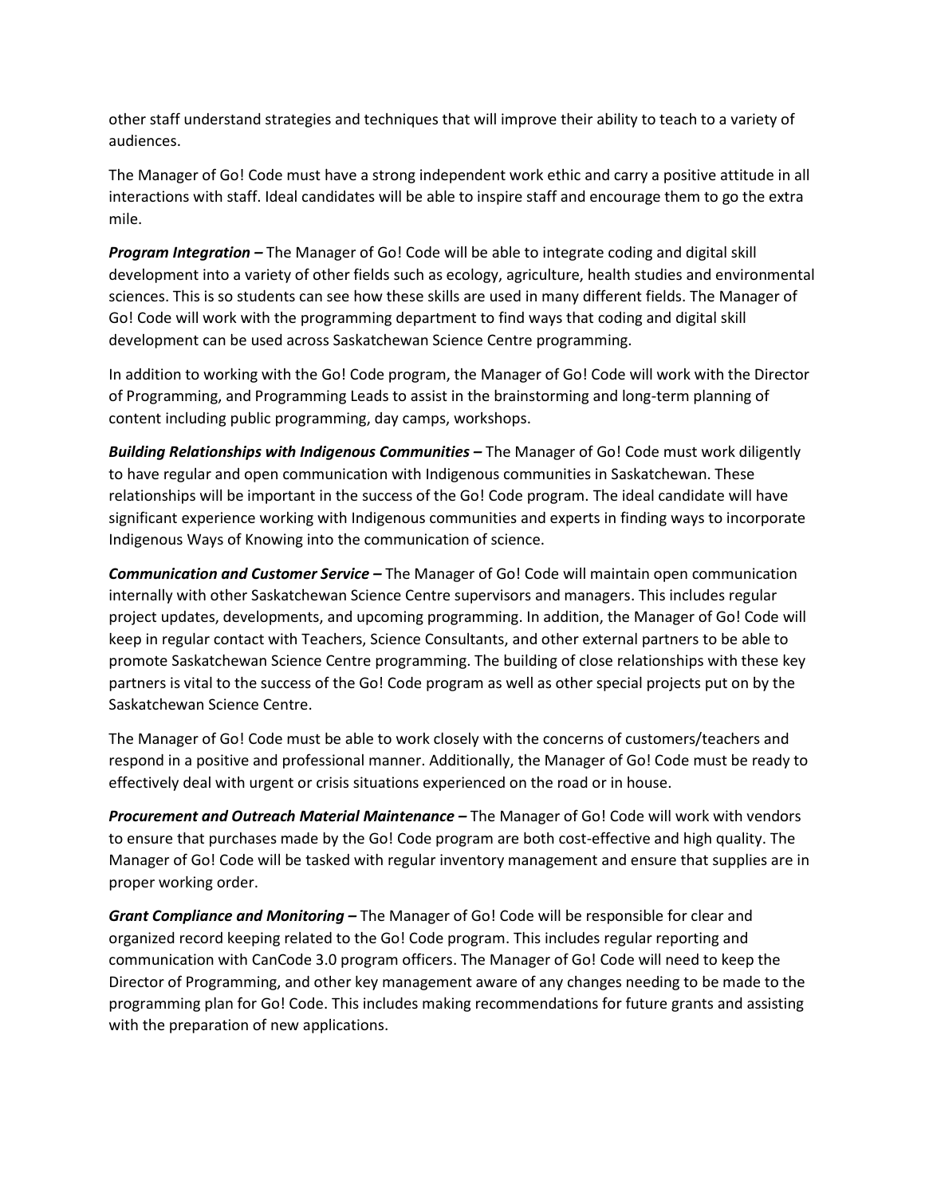other staff understand strategies and techniques that will improve their ability to teach to a variety of audiences.

The Manager of Go! Code must have a strong independent work ethic and carry a positive attitude in all interactions with staff. Ideal candidates will be able to inspire staff and encourage them to go the extra mile.

***Program Integration –*** The Manager of Go! Code will be able to integrate coding and digital skill development into a variety of other fields such as ecology, agriculture, health studies and environmental sciences. This is so students can see how these skills are used in many different fields. The Manager of Go! Code will work with the programming department to find ways that coding and digital skill development can be used across Saskatchewan Science Centre programming.

In addition to working with the Go! Code program, the Manager of Go! Code will work with the Director of Programming, and Programming Leads to assist in the brainstorming and long-term planning of content including public programming, day camps, workshops.

***Building Relationships with Indigenous Communities –*** The Manager of Go! Code must work diligently to have regular and open communication with Indigenous communities in Saskatchewan. These relationships will be important in the success of the Go! Code program. The ideal candidate will have significant experience working with Indigenous communities and experts in finding ways to incorporate Indigenous Ways of Knowing into the communication of science.

***Communication and Customer Service –*** The Manager of Go! Code will maintain open communication internally with other Saskatchewan Science Centre supervisors and managers. This includes regular project updates, developments, and upcoming programming. In addition, the Manager of Go! Code will keep in regular contact with Teachers, Science Consultants, and other external partners to be able to promote Saskatchewan Science Centre programming. The building of close relationships with these key partners is vital to the success of the Go! Code program as well as other special projects put on by the Saskatchewan Science Centre.

The Manager of Go! Code must be able to work closely with the concerns of customers/teachers and respond in a positive and professional manner. Additionally, the Manager of Go! Code must be ready to effectively deal with urgent or crisis situations experienced on the road or in house.

***Procurement and Outreach Material Maintenance –*** The Manager of Go! Code will work with vendors to ensure that purchases made by the Go! Code program are both cost-effective and high quality. The Manager of Go! Code will be tasked with regular inventory management and ensure that supplies are in proper working order.

***Grant Compliance and Monitoring –*** The Manager of Go! Code will be responsible for clear and organized record keeping related to the Go! Code program. This includes regular reporting and communication with CanCode 3.0 program officers. The Manager of Go! Code will need to keep the Director of Programming, and other key management aware of any changes needing to be made to the programming plan for Go! Code. This includes making recommendations for future grants and assisting with the preparation of new applications.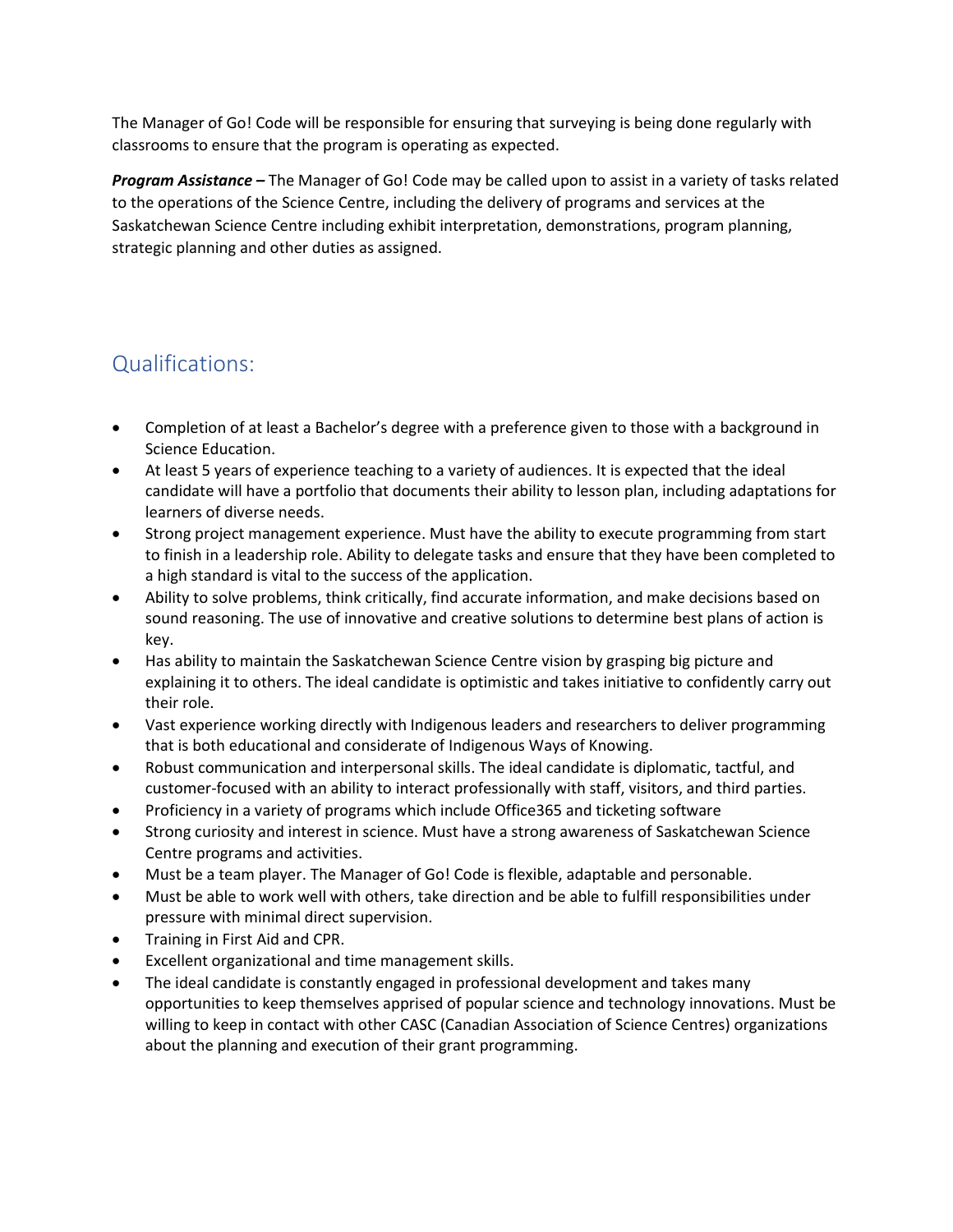The Manager of Go! Code will be responsible for ensuring that surveying is being done regularly with classrooms to ensure that the program is operating as expected.

***Program Assistance –*** The Manager of Go! Code may be called upon to assist in a variety of tasks related to the operations of the Science Centre, including the delivery of programs and services at the Saskatchewan Science Centre including exhibit interpretation, demonstrations, program planning, strategic planning and other duties as assigned.

## Qualifications:

- Completion of at least a Bachelor's degree with a preference given to those with a background in Science Education.
- At least 5 years of experience teaching to a variety of audiences. It is expected that the ideal candidate will have a portfolio that documents their ability to lesson plan, including adaptations for learners of diverse needs.
- Strong project management experience. Must have the ability to execute programming from start to finish in a leadership role. Ability to delegate tasks and ensure that they have been completed to a high standard is vital to the success of the application.
- Ability to solve problems, think critically, find accurate information, and make decisions based on sound reasoning. The use of innovative and creative solutions to determine best plans of action is key.
- Has ability to maintain the Saskatchewan Science Centre vision by grasping big picture and explaining it to others. The ideal candidate is optimistic and takes initiative to confidently carry out their role.
- Vast experience working directly with Indigenous leaders and researchers to deliver programming that is both educational and considerate of Indigenous Ways of Knowing.
- Robust communication and interpersonal skills. The ideal candidate is diplomatic, tactful, and customer-focused with an ability to interact professionally with staff, visitors, and third parties.
- Proficiency in a variety of programs which include Office365 and ticketing software
- Strong curiosity and interest in science. Must have a strong awareness of Saskatchewan Science Centre programs and activities.
- Must be a team player. The Manager of Go! Code is flexible, adaptable and personable.
- Must be able to work well with others, take direction and be able to fulfill responsibilities under pressure with minimal direct supervision.
- Training in First Aid and CPR.
- Excellent organizational and time management skills.
- The ideal candidate is constantly engaged in professional development and takes many opportunities to keep themselves apprised of popular science and technology innovations. Must be willing to keep in contact with other CASC (Canadian Association of Science Centres) organizations about the planning and execution of their grant programming.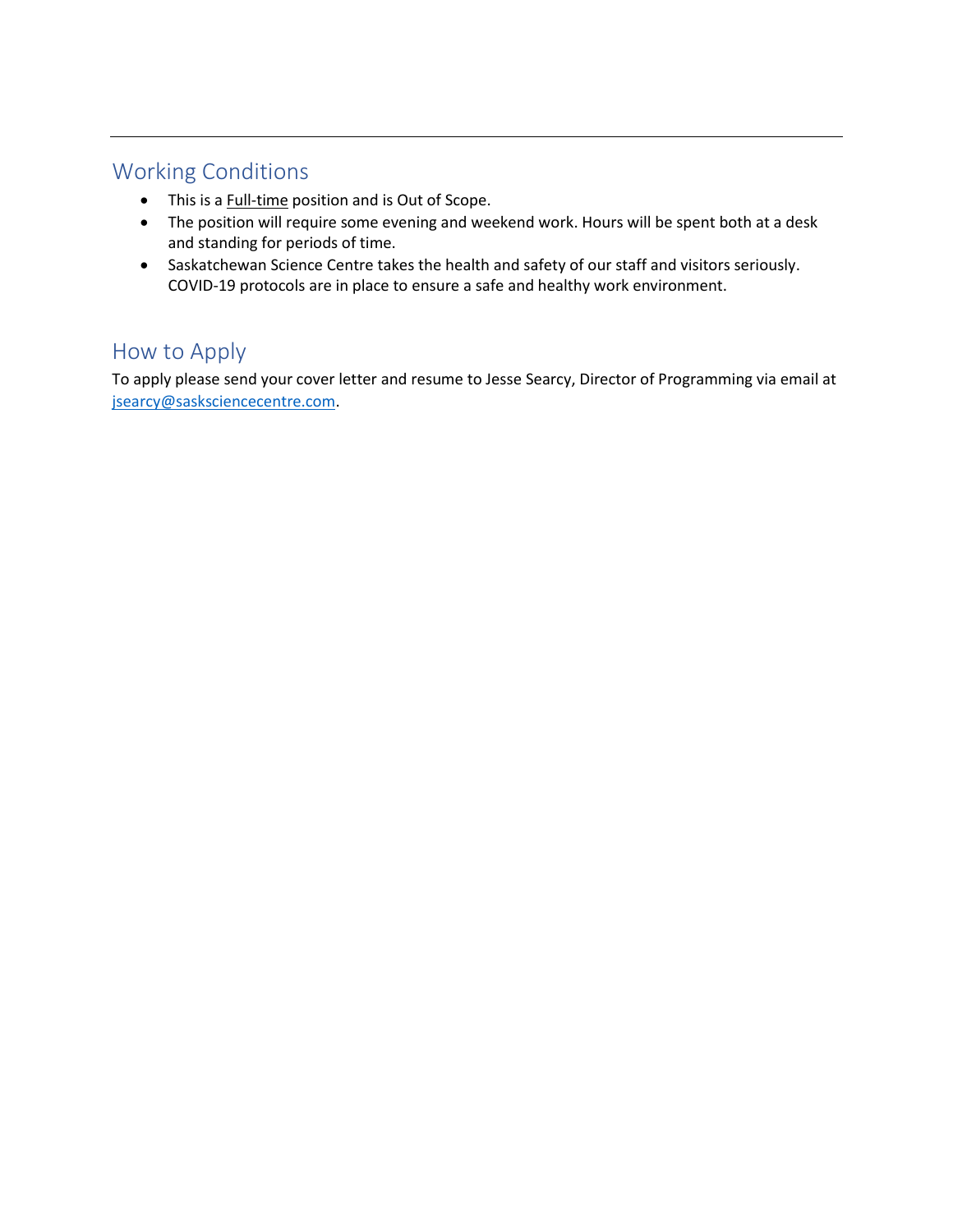## Working Conditions

- This is a Full-time position and is Out of Scope.
- The position will require some evening and weekend work. Hours will be spent both at a desk and standing for periods of time.
- Saskatchewan Science Centre takes the health and safety of our staff and visitors seriously. COVID-19 protocols are in place to ensure a safe and healthy work environment.

## How to Apply

To apply please send your cover letter and resume to Jesse Searcy, Director of Programming via email at jsearcy@sasksciencecentre.com.